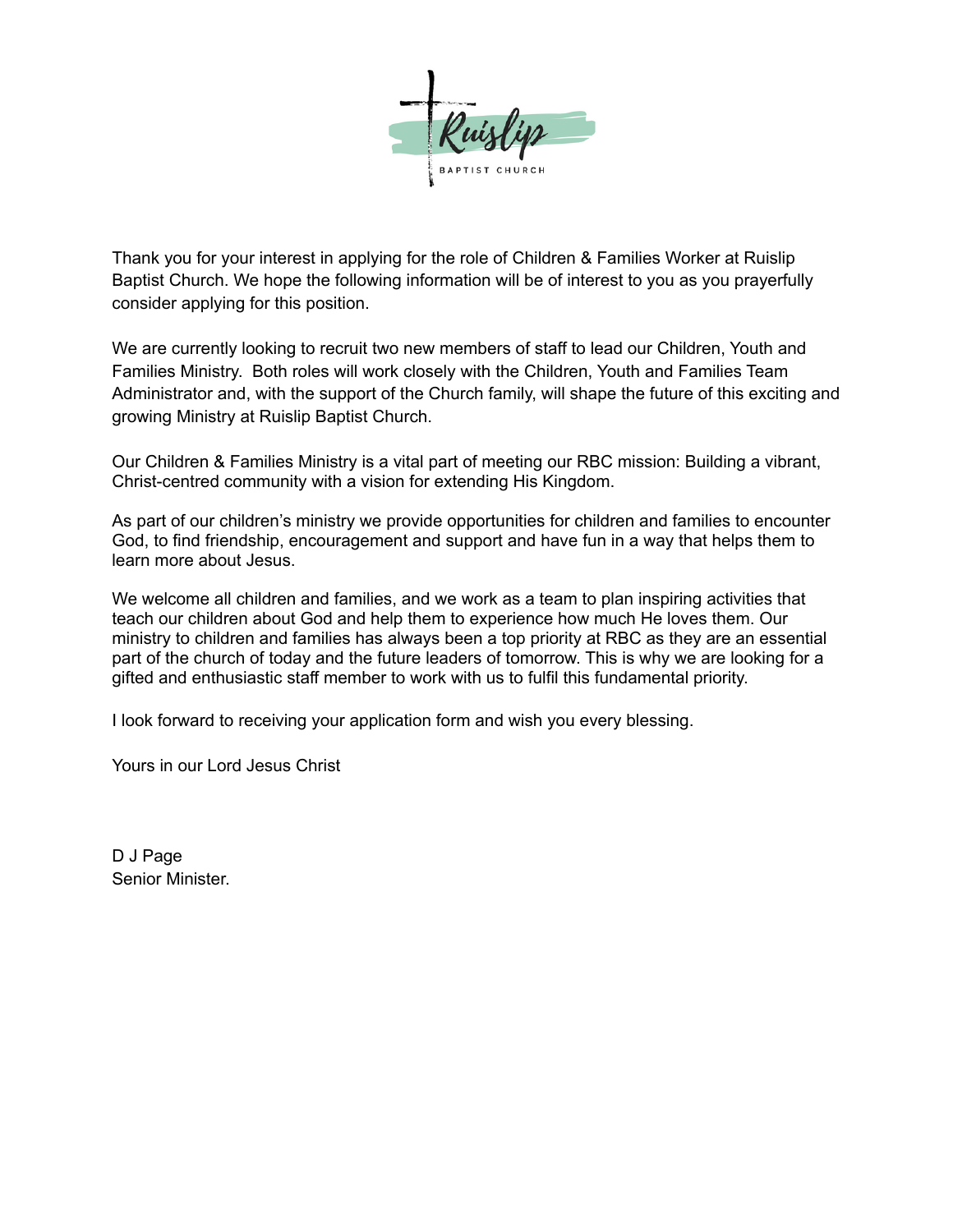Thank you for your interest in applying for the role of Children & Families Worker at Ruislip Baptist Church. We hope the following information will be of interest to you as you prayerfully consider applying for this position.

We are currently looking to recruit two new members of staff to lead our Children, Youth and Families Ministry. Both roles will work closely with the Children, Youth and Families Team Administrator and, with the support of the Church family, will shape the future of this exciting and growing Ministry at Ruislip Baptist Church.

Our Children & Families Ministry is a vital part of meeting our RBC mission: Building a vibrant, Christ-centred community with a vision for extending His Kingdom.

As part of our children's ministry we provide opportunities for children and families to encounter God, to find friendship, encouragement and support and have fun in a way that helps them to learn more about Jesus.

We welcome all children and families, and we work as a team to plan inspiring activities that teach our children about God and help them to experience how much He loves them. Our ministry to children and families has always been a top priority at RBC as they are an essential part of the church of today and the future leaders of tomorrow. This is why we are looking for a gifted and enthusiastic staff member to work with us to fulfil this fundamental priority.

I look forward to receiving your application form and wish you every blessing.

Yours in our Lord Jesus Christ

D J Page
Senior Minister.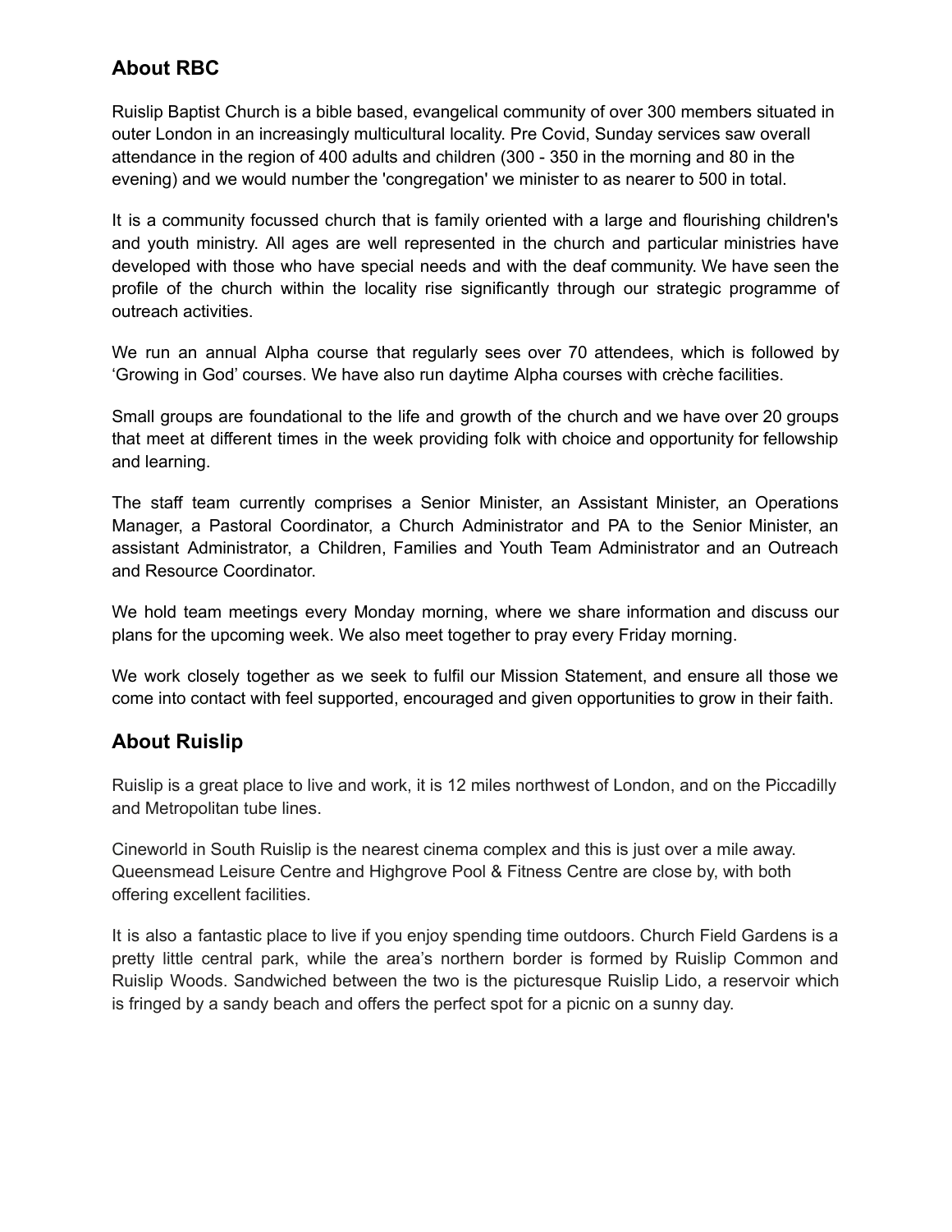## About RBC

Ruislip Baptist Church is a bible based, evangelical community of over 300 members situated in outer London in an increasingly multicultural locality. Pre Covid, Sunday services saw overall attendance in the region of 400 adults and children (300 - 350 in the morning and 80 in the evening) and we would number the 'congregation' we minister to as nearer to 500 in total.

It is a community focussed church that is family oriented with a large and flourishing children's and youth ministry. All ages are well represented in the church and particular ministries have developed with those who have special needs and with the deaf community. We have seen the profile of the church within the locality rise significantly through our strategic programme of outreach activities.

We run an annual Alpha course that regularly sees over 70 attendees, which is followed by 'Growing in God' courses. We have also run daytime Alpha courses with crèche facilities.

Small groups are foundational to the life and growth of the church and we have over 20 groups that meet at different times in the week providing folk with choice and opportunity for fellowship and learning.

The staff team currently comprises a Senior Minister, an Assistant Minister, an Operations Manager, a Pastoral Coordinator, a Church Administrator and PA to the Senior Minister, an assistant Administrator, a Children, Families and Youth Team Administrator and an Outreach and Resource Coordinator.

We hold team meetings every Monday morning, where we share information and discuss our plans for the upcoming week. We also meet together to pray every Friday morning.

We work closely together as we seek to fulfil our Mission Statement, and ensure all those we come into contact with feel supported, encouraged and given opportunities to grow in their faith.

## About Ruislip

Ruislip is a great place to live and work, it is 12 miles northwest of London, and on the Piccadilly and Metropolitan tube lines.

Cineworld in South Ruislip is the nearest cinema complex and this is just over a mile away. Queensmead Leisure Centre and Highgrove Pool & Fitness Centre are close by, with both offering excellent facilities.

It is also a fantastic place to live if you enjoy spending time outdoors. Church Field Gardens is a pretty little central park, while the area's northern border is formed by Ruislip Common and Ruislip Woods. Sandwiched between the two is the picturesque Ruislip Lido, a reservoir which is fringed by a sandy beach and offers the perfect spot for a picnic on a sunny day.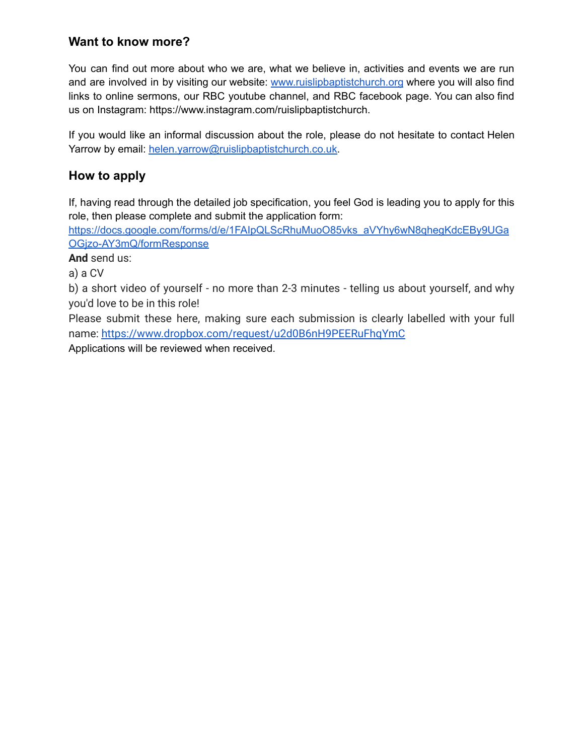## Want to know more?

You can find out more about who we are, what we believe in, activities and events we are run and are involved in by visiting our website: [www.ruislipbaptistchurch.org](http://www.ruislipbaptistchurch.org) where you will also find links to online sermons, our RBC youtube channel, and RBC facebook page. You can also find us on Instagram: https://www.instagram.com/ruislipbaptistchurch.

If you would like an informal discussion about the role, please do not hesitate to contact Helen Yarrow by email: [helen.yarrow@ruislipbaptistchurch.co.uk](mailto:helen.yarrow@ruislipbaptistchurch.co.uk).

## How to apply

If, having read through the detailed job specification, you feel God is leading you to apply for this role, then please complete and submit the application form: [https://docs.google.com/forms/d/e/1FAIpQLScRhuMuoO85vks_aVYhy6wN8qhegKdcEBy9UGaOGjzo-AY3mQ/formResponse](https://docs.google.com/forms/d/e/1FAIpQLScRhuMuoO85vks_aVYhy6wN8qhegKdcEBy9UGaOGjzo-AY3mQ/formResponse)

**And** send us:

a) a CV

b) a short video of yourself - no more than 2-3 minutes - telling us about yourself, and why you'd love to be in this role!

Please submit these here, making sure each submission is clearly labelled with your full name: [https://www.dropbox.com/request/u2d0B6nH9PEERuFhqYmC](https://www.dropbox.com/request/u2d0B6nH9PEERuFhqYmC)

Applications will be reviewed when received.